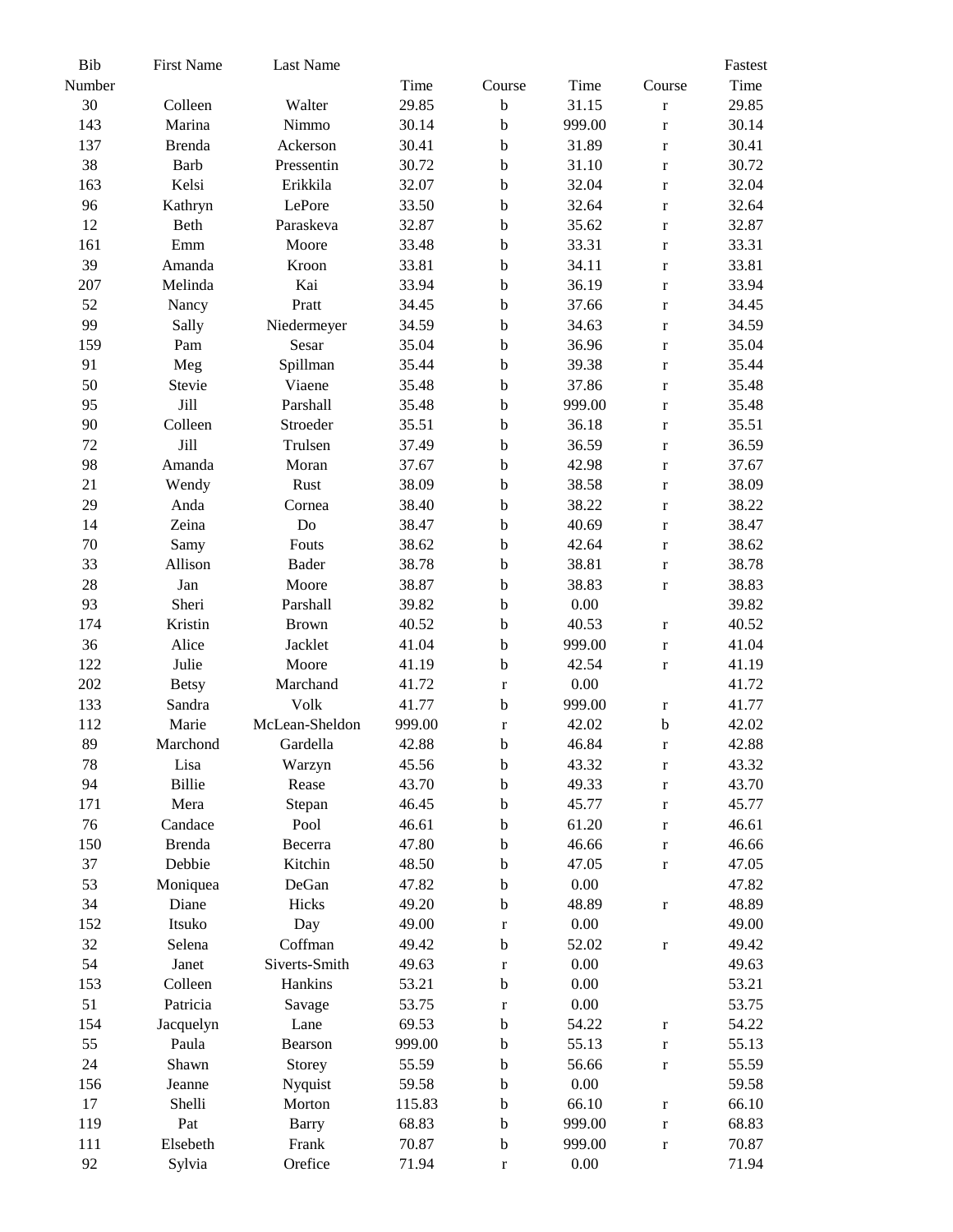| Bib Number | First Name | Last Name | Time | Course | Time | Course | Fastest Time |
|---|---|---|---|---|---|---|---|
| 30 | Colleen | Walter | 29.85 | b | 31.15 | r | 29.85 |
| 143 | Marina | Nimmo | 30.14 | b | 999.00 | r | 30.14 |
| 137 | Brenda | Ackerson | 30.41 | b | 31.89 | r | 30.41 |
| 38 | Barb | Pressentin | 30.72 | b | 31.10 | r | 30.72 |
| 163 | Kelsi | Erikkila | 32.07 | b | 32.04 | r | 32.04 |
| 96 | Kathryn | LePore | 33.50 | b | 32.64 | r | 32.64 |
| 12 | Beth | Paraskeva | 32.87 | b | 35.62 | r | 32.87 |
| 161 | Emm | Moore | 33.48 | b | 33.31 | r | 33.31 |
| 39 | Amanda | Kroon | 33.81 | b | 34.11 | r | 33.81 |
| 207 | Melinda | Kai | 33.94 | b | 36.19 | r | 33.94 |
| 52 | Nancy | Pratt | 34.45 | b | 37.66 | r | 34.45 |
| 99 | Sally | Niedermeyer | 34.59 | b | 34.63 | r | 34.59 |
| 159 | Pam | Sesar | 35.04 | b | 36.96 | r | 35.04 |
| 91 | Meg | Spillman | 35.44 | b | 39.38 | r | 35.44 |
| 50 | Stevie | Viaene | 35.48 | b | 37.86 | r | 35.48 |
| 95 | Jill | Parshall | 35.48 | b | 999.00 | r | 35.48 |
| 90 | Colleen | Stroeder | 35.51 | b | 36.18 | r | 35.51 |
| 72 | Jill | Trulsen | 37.49 | b | 36.59 | r | 36.59 |
| 98 | Amanda | Moran | 37.67 | b | 42.98 | r | 37.67 |
| 21 | Wendy | Rust | 38.09 | b | 38.58 | r | 38.09 |
| 29 | Anda | Cornea | 38.40 | b | 38.22 | r | 38.22 |
| 14 | Zeina | Do | 38.47 | b | 40.69 | r | 38.47 |
| 70 | Samy | Fouts | 38.62 | b | 42.64 | r | 38.62 |
| 33 | Allison | Bader | 38.78 | b | 38.81 | r | 38.78 |
| 28 | Jan | Moore | 38.87 | b | 38.83 | r | 38.83 |
| 93 | Sheri | Parshall | 39.82 | b | 0.00 | | 39.82 |
| 174 | Kristin | Brown | 40.52 | b | 40.53 | r | 40.52 |
| 36 | Alice | Jacklet | 41.04 | b | 999.00 | r | 41.04 |
| 122 | Julie | Moore | 41.19 | b | 42.54 | r | 41.19 |
| 202 | Betsy | Marchand | 41.72 | r | 0.00 | | 41.72 |
| 133 | Sandra | Volk | 41.77 | b | 999.00 | r | 41.77 |
| 112 | Marie | McLean-Sheldon | 999.00 | r | 42.02 | b | 42.02 |
| 89 | Marchond | Gardella | 42.88 | b | 46.84 | r | 42.88 |
| 78 | Lisa | Warzyn | 45.56 | b | 43.32 | r | 43.32 |
| 94 | Billie | Rease | 43.70 | b | 49.33 | r | 43.70 |
| 171 | Mera | Stepan | 46.45 | b | 45.77 | r | 45.77 |
| 76 | Candace | Pool | 46.61 | b | 61.20 | r | 46.61 |
| 150 | Brenda | Becerra | 47.80 | b | 46.66 | r | 46.66 |
| 37 | Debbie | Kitchin | 48.50 | b | 47.05 | r | 47.05 |
| 53 | Moniquea | DeGan | 47.82 | b | 0.00 | | 47.82 |
| 34 | Diane | Hicks | 49.20 | b | 48.89 | r | 48.89 |
| 152 | Itsuko | Day | 49.00 | r | 0.00 | | 49.00 |
| 32 | Selena | Coffman | 49.42 | b | 52.02 | r | 49.42 |
| 54 | Janet | Siverts-Smith | 49.63 | r | 0.00 | | 49.63 |
| 153 | Colleen | Hankins | 53.21 | b | 0.00 | | 53.21 |
| 51 | Patricia | Savage | 53.75 | r | 0.00 | | 53.75 |
| 154 | Jacquelyn | Lane | 69.53 | b | 54.22 | r | 54.22 |
| 55 | Paula | Bearson | 999.00 | b | 55.13 | r | 55.13 |
| 24 | Shawn | Storey | 55.59 | b | 56.66 | r | 55.59 |
| 156 | Jeanne | Nyquist | 59.58 | b | 0.00 | | 59.58 |
| 17 | Shelli | Morton | 115.83 | b | 66.10 | r | 66.10 |
| 119 | Pat | Barry | 68.83 | b | 999.00 | r | 68.83 |
| 111 | Elsebeth | Frank | 70.87 | b | 999.00 | r | 70.87 |
| 92 | Sylvia | Orefice | 71.94 | r | 0.00 | | 71.94 |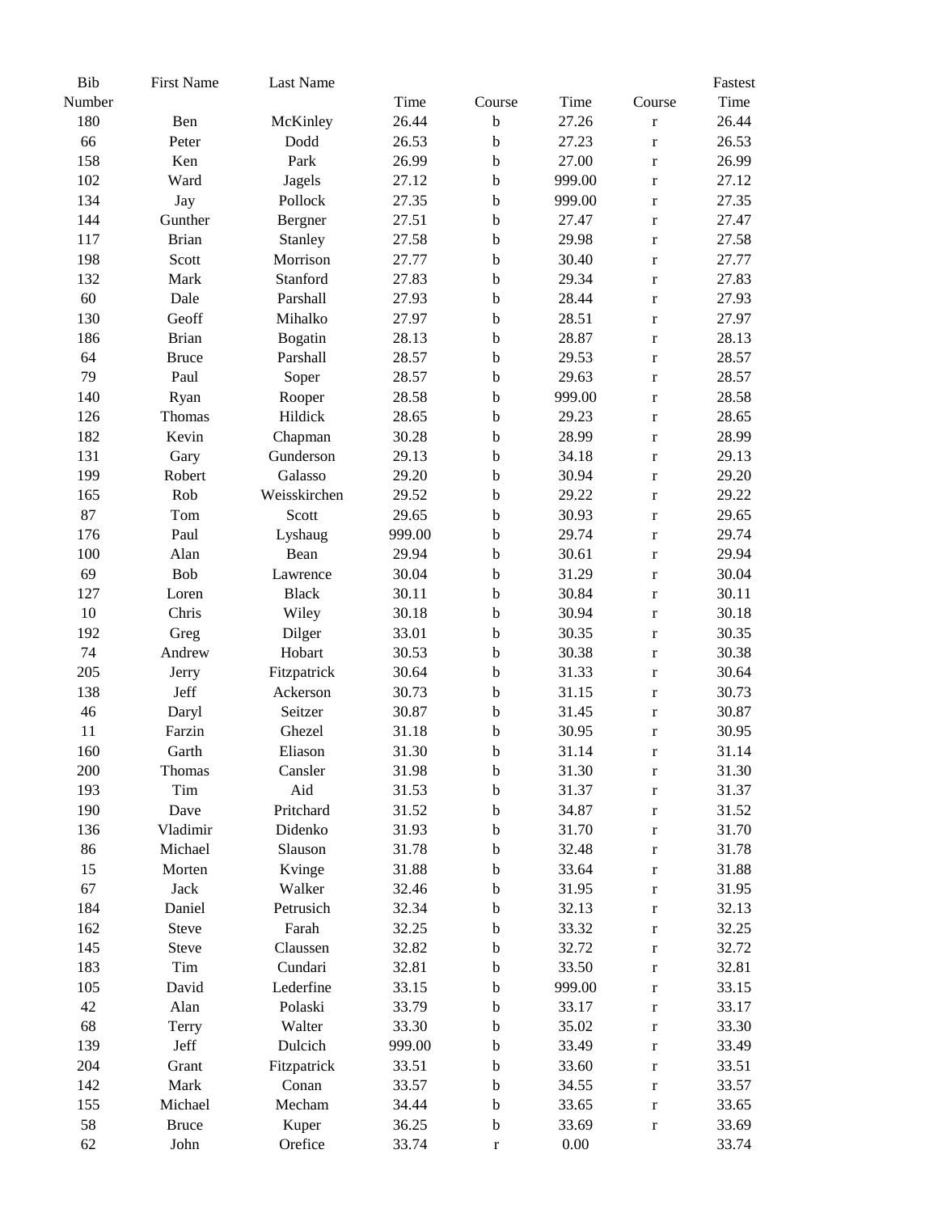| Bib Number | First Name | Last Name | Time | Course | Time | Course | Fastest Time |
|---|---|---|---|---|---|---|---|
| 180 | Ben | McKinley | 26.44 | b | 27.26 | r | 26.44 |
| 66 | Peter | Dodd | 26.53 | b | 27.23 | r | 26.53 |
| 158 | Ken | Park | 26.99 | b | 27.00 | r | 26.99 |
| 102 | Ward | Jagels | 27.12 | b | 999.00 | r | 27.12 |
| 134 | Jay | Pollock | 27.35 | b | 999.00 | r | 27.35 |
| 144 | Gunther | Bergner | 27.51 | b | 27.47 | r | 27.47 |
| 117 | Brian | Stanley | 27.58 | b | 29.98 | r | 27.58 |
| 198 | Scott | Morrison | 27.77 | b | 30.40 | r | 27.77 |
| 132 | Mark | Stanford | 27.83 | b | 29.34 | r | 27.83 |
| 60 | Dale | Parshall | 27.93 | b | 28.44 | r | 27.93 |
| 130 | Geoff | Mihalko | 27.97 | b | 28.51 | r | 27.97 |
| 186 | Brian | Bogatin | 28.13 | b | 28.87 | r | 28.13 |
| 64 | Bruce | Parshall | 28.57 | b | 29.53 | r | 28.57 |
| 79 | Paul | Soper | 28.57 | b | 29.63 | r | 28.57 |
| 140 | Ryan | Rooper | 28.58 | b | 999.00 | r | 28.58 |
| 126 | Thomas | Hildick | 28.65 | b | 29.23 | r | 28.65 |
| 182 | Kevin | Chapman | 30.28 | b | 28.99 | r | 28.99 |
| 131 | Gary | Gunderson | 29.13 | b | 34.18 | r | 29.13 |
| 199 | Robert | Galasso | 29.20 | b | 30.94 | r | 29.20 |
| 165 | Rob | Weisskirchen | 29.52 | b | 29.22 | r | 29.22 |
| 87 | Tom | Scott | 29.65 | b | 30.93 | r | 29.65 |
| 176 | Paul | Lyshaug | 999.00 | b | 29.74 | r | 29.74 |
| 100 | Alan | Bean | 29.94 | b | 30.61 | r | 29.94 |
| 69 | Bob | Lawrence | 30.04 | b | 31.29 | r | 30.04 |
| 127 | Loren | Black | 30.11 | b | 30.84 | r | 30.11 |
| 10 | Chris | Wiley | 30.18 | b | 30.94 | r | 30.18 |
| 192 | Greg | Dilger | 33.01 | b | 30.35 | r | 30.35 |
| 74 | Andrew | Hobart | 30.53 | b | 30.38 | r | 30.38 |
| 205 | Jerry | Fitzpatrick | 30.64 | b | 31.33 | r | 30.64 |
| 138 | Jeff | Ackerson | 30.73 | b | 31.15 | r | 30.73 |
| 46 | Daryl | Seitzer | 30.87 | b | 31.45 | r | 30.87 |
| 11 | Farzin | Ghezel | 31.18 | b | 30.95 | r | 30.95 |
| 160 | Garth | Eliason | 31.30 | b | 31.14 | r | 31.14 |
| 200 | Thomas | Cansler | 31.98 | b | 31.30 | r | 31.30 |
| 193 | Tim | Aid | 31.53 | b | 31.37 | r | 31.37 |
| 190 | Dave | Pritchard | 31.52 | b | 34.87 | r | 31.52 |
| 136 | Vladimir | Didenko | 31.93 | b | 31.70 | r | 31.70 |
| 86 | Michael | Slauson | 31.78 | b | 32.48 | r | 31.78 |
| 15 | Morten | Kvinge | 31.88 | b | 33.64 | r | 31.88 |
| 67 | Jack | Walker | 32.46 | b | 31.95 | r | 31.95 |
| 184 | Daniel | Petrusich | 32.34 | b | 32.13 | r | 32.13 |
| 162 | Steve | Farah | 32.25 | b | 33.32 | r | 32.25 |
| 145 | Steve | Claussen | 32.82 | b | 32.72 | r | 32.72 |
| 183 | Tim | Cundari | 32.81 | b | 33.50 | r | 32.81 |
| 105 | David | Lederfine | 33.15 | b | 999.00 | r | 33.15 |
| 42 | Alan | Polaski | 33.79 | b | 33.17 | r | 33.17 |
| 68 | Terry | Walter | 33.30 | b | 35.02 | r | 33.30 |
| 139 | Jeff | Dulcich | 999.00 | b | 33.49 | r | 33.49 |
| 204 | Grant | Fitzpatrick | 33.51 | b | 33.60 | r | 33.51 |
| 142 | Mark | Conan | 33.57 | b | 34.55 | r | 33.57 |
| 155 | Michael | Mecham | 34.44 | b | 33.65 | r | 33.65 |
| 58 | Bruce | Kuper | 36.25 | b | 33.69 | r | 33.69 |
| 62 | John | Orefice | 33.74 | r | 0.00 | | 33.74 |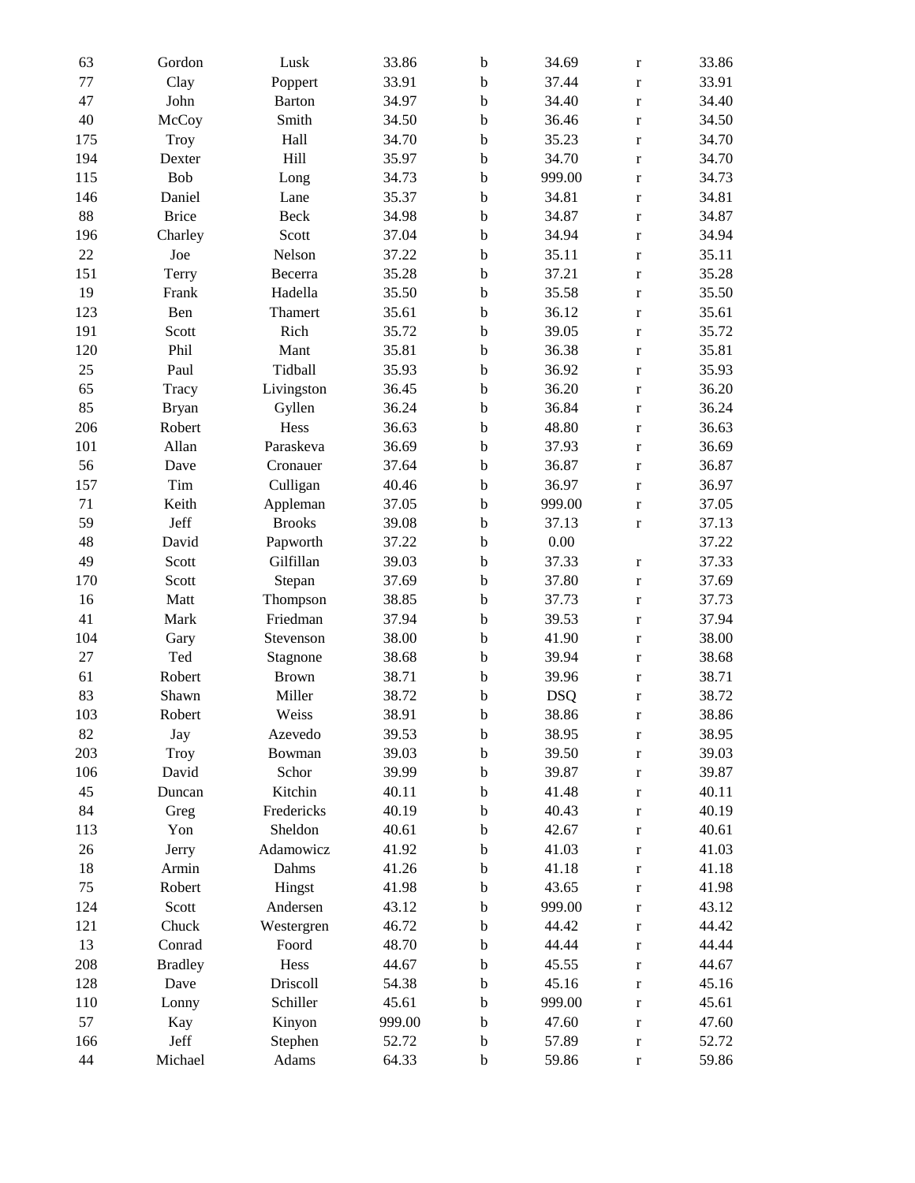| | | | | | | | |
|---|---|---|---|---|---|---|---|
| 63 | Gordon | Lusk | 33.86 | b | 34.69 | r | 33.86 |
| 77 | Clay | Poppert | 33.91 | b | 37.44 | r | 33.91 |
| 47 | John | Barton | 34.97 | b | 34.40 | r | 34.40 |
| 40 | McCoy | Smith | 34.50 | b | 36.46 | r | 34.50 |
| 175 | Troy | Hall | 34.70 | b | 35.23 | r | 34.70 |
| 194 | Dexter | Hill | 35.97 | b | 34.70 | r | 34.70 |
| 115 | Bob | Long | 34.73 | b | 999.00 | r | 34.73 |
| 146 | Daniel | Lane | 35.37 | b | 34.81 | r | 34.81 |
| 88 | Brice | Beck | 34.98 | b | 34.87 | r | 34.87 |
| 196 | Charley | Scott | 37.04 | b | 34.94 | r | 34.94 |
| 22 | Joe | Nelson | 37.22 | b | 35.11 | r | 35.11 |
| 151 | Terry | Becerra | 35.28 | b | 37.21 | r | 35.28 |
| 19 | Frank | Hadella | 35.50 | b | 35.58 | r | 35.50 |
| 123 | Ben | Thamert | 35.61 | b | 36.12 | r | 35.61 |
| 191 | Scott | Rich | 35.72 | b | 39.05 | r | 35.72 |
| 120 | Phil | Mant | 35.81 | b | 36.38 | r | 35.81 |
| 25 | Paul | Tidball | 35.93 | b | 36.92 | r | 35.93 |
| 65 | Tracy | Livingston | 36.45 | b | 36.20 | r | 36.20 |
| 85 | Bryan | Gyllen | 36.24 | b | 36.84 | r | 36.24 |
| 206 | Robert | Hess | 36.63 | b | 48.80 | r | 36.63 |
| 101 | Allan | Paraskeva | 36.69 | b | 37.93 | r | 36.69 |
| 56 | Dave | Cronauer | 37.64 | b | 36.87 | r | 36.87 |
| 157 | Tim | Culligan | 40.46 | b | 36.97 | r | 36.97 |
| 71 | Keith | Appleman | 37.05 | b | 999.00 | r | 37.05 |
| 59 | Jeff | Brooks | 39.08 | b | 37.13 | r | 37.13 |
| 48 | David | Papworth | 37.22 | b | 0.00 | | 37.22 |
| 49 | Scott | Gilfillan | 39.03 | b | 37.33 | r | 37.33 |
| 170 | Scott | Stepan | 37.69 | b | 37.80 | r | 37.69 |
| 16 | Matt | Thompson | 38.85 | b | 37.73 | r | 37.73 |
| 41 | Mark | Friedman | 37.94 | b | 39.53 | r | 37.94 |
| 104 | Gary | Stevenson | 38.00 | b | 41.90 | r | 38.00 |
| 27 | Ted | Stagnone | 38.68 | b | 39.94 | r | 38.68 |
| 61 | Robert | Brown | 38.71 | b | 39.96 | r | 38.71 |
| 83 | Shawn | Miller | 38.72 | b | DSQ | r | 38.72 |
| 103 | Robert | Weiss | 38.91 | b | 38.86 | r | 38.86 |
| 82 | Jay | Azevedo | 39.53 | b | 38.95 | r | 38.95 |
| 203 | Troy | Bowman | 39.03 | b | 39.50 | r | 39.03 |
| 106 | David | Schor | 39.99 | b | 39.87 | r | 39.87 |
| 45 | Duncan | Kitchin | 40.11 | b | 41.48 | r | 40.11 |
| 84 | Greg | Fredericks | 40.19 | b | 40.43 | r | 40.19 |
| 113 | Yon | Sheldon | 40.61 | b | 42.67 | r | 40.61 |
| 26 | Jerry | Adamowicz | 41.92 | b | 41.03 | r | 41.03 |
| 18 | Armin | Dahms | 41.26 | b | 41.18 | r | 41.18 |
| 75 | Robert | Hingst | 41.98 | b | 43.65 | r | 41.98 |
| 124 | Scott | Andersen | 43.12 | b | 999.00 | r | 43.12 |
| 121 | Chuck | Westergren | 46.72 | b | 44.42 | r | 44.42 |
| 13 | Conrad | Foord | 48.70 | b | 44.44 | r | 44.44 |
| 208 | Bradley | Hess | 44.67 | b | 45.55 | r | 44.67 |
| 128 | Dave | Driscoll | 54.38 | b | 45.16 | r | 45.16 |
| 110 | Lonny | Schiller | 45.61 | b | 999.00 | r | 45.61 |
| 57 | Kay | Kinyon | 999.00 | b | 47.60 | r | 47.60 |
| 166 | Jeff | Stephen | 52.72 | b | 57.89 | r | 52.72 |
| 44 | Michael | Adams | 64.33 | b | 59.86 | r | 59.86 |